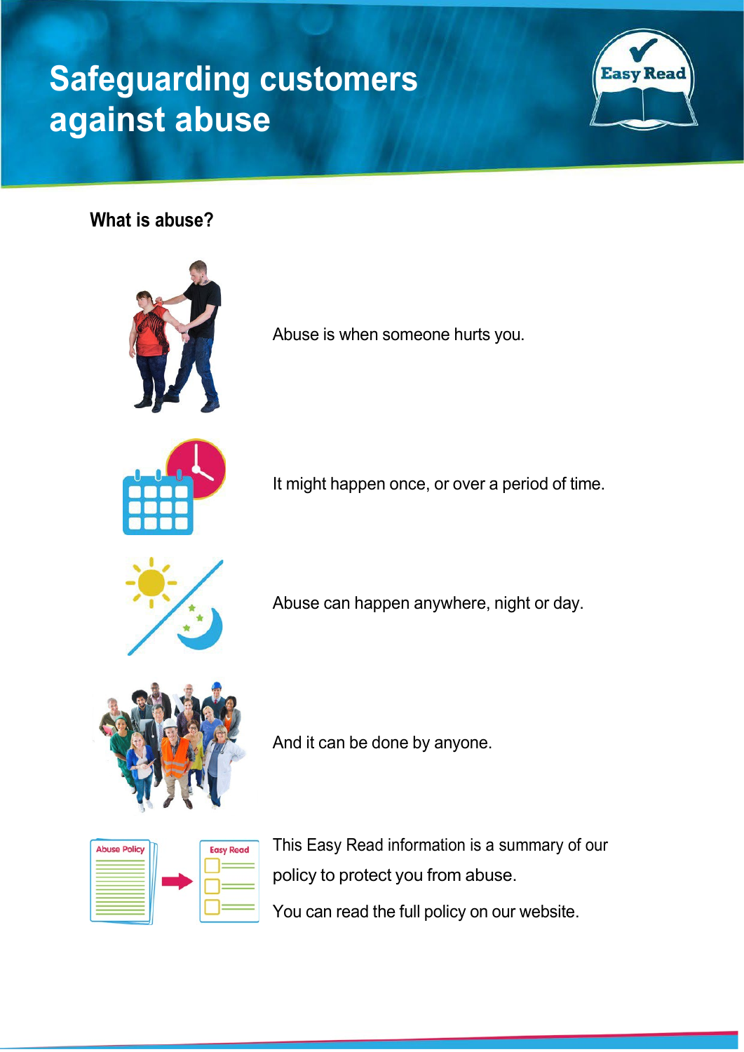# Safeguarding customers against abuse

## What is abuse?

Abuse is when someone hurts you.

It might happen once, or over a period of time.

Abuse can happen anywhere, night or day.

And it can be done by anyone.

This Easy Read information is a summary of our policy to protect you from abuse.

You can read the full policy on our website.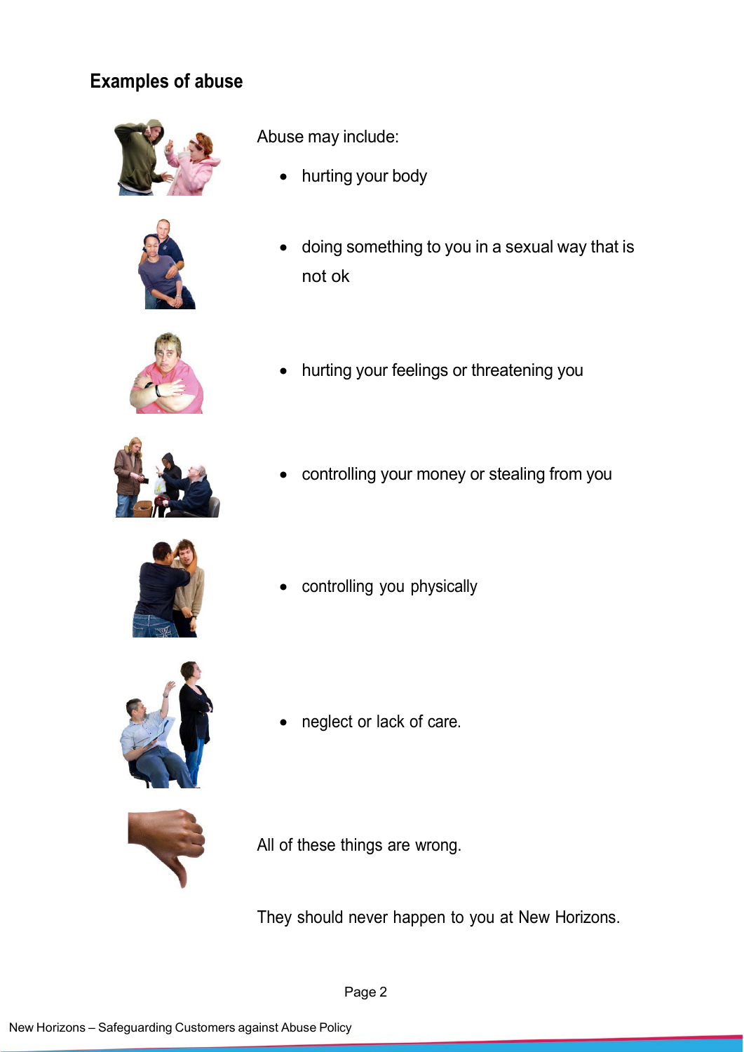## Examples of abuse

Abuse may include:

- hurting your body
- doing something to you in a sexual way that is not ok
- hurting your feelings or threatening you
- controlling your money or stealing from you
- controlling you physically
- neglect or lack of care.

All of these things are wrong.

They should never happen to you at New Horizons.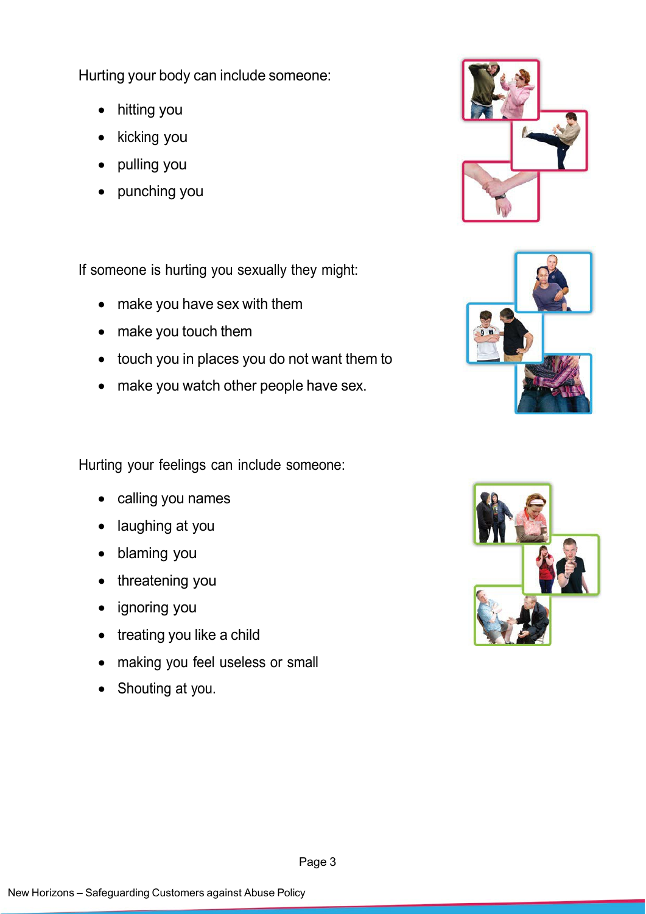Hurting your body can include someone:

- hitting you
- kicking you
- pulling you
- punching you

If someone is hurting you sexually they might:

- make you have sex with them
- make you touch them
- touch you in places you do not want them to
- make you watch other people have sex.

Hurting your feelings can include someone:

- calling you names
- laughing at you
- blaming you
- threatening you
- ignoring you
- treating you like a child
- making you feel useless or small
- Shouting at you.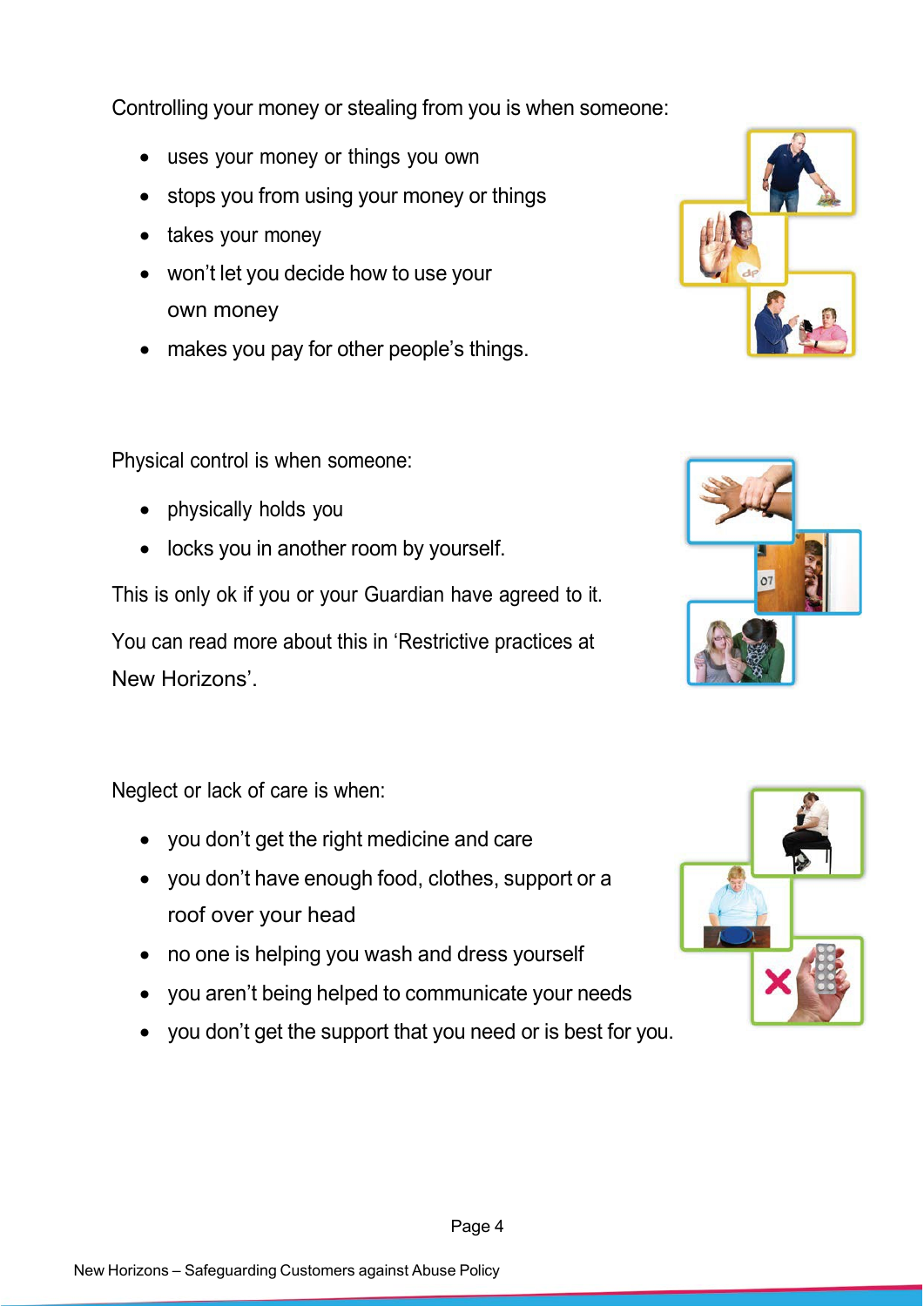Controlling your money or stealing from you is when someone:

- uses your money or things you own
- stops you from using your money or things
- takes your money
- won't let you decide how to use your own money
- makes you pay for other people's things.

Physical control is when someone:

- physically holds you
- locks you in another room by yourself.

This is only ok if you or your Guardian have agreed to it.

You can read more about this in 'Restrictive practices at New Horizons'.

Neglect or lack of care is when:

- you don't get the right medicine and care
- you don't have enough food, clothes, support or a roof over your head
- no one is helping you wash and dress yourself
- you aren't being helped to communicate your needs
- you don't get the support that you need or is best for you.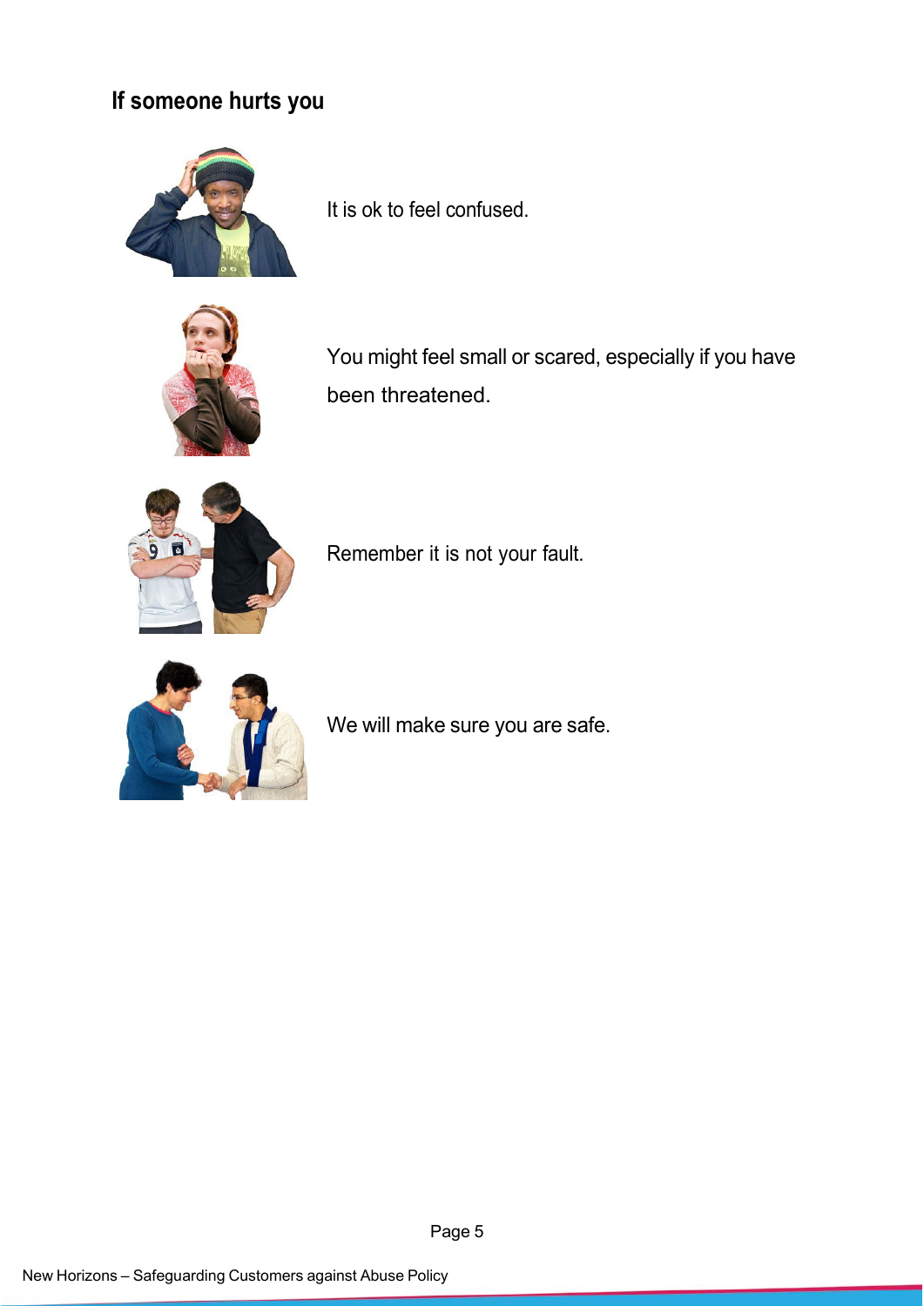## If someone hurts you

It is ok to feel confused.

You might feel small or scared, especially if you have been threatened.

Remember it is not your fault.

We will make sure you are safe.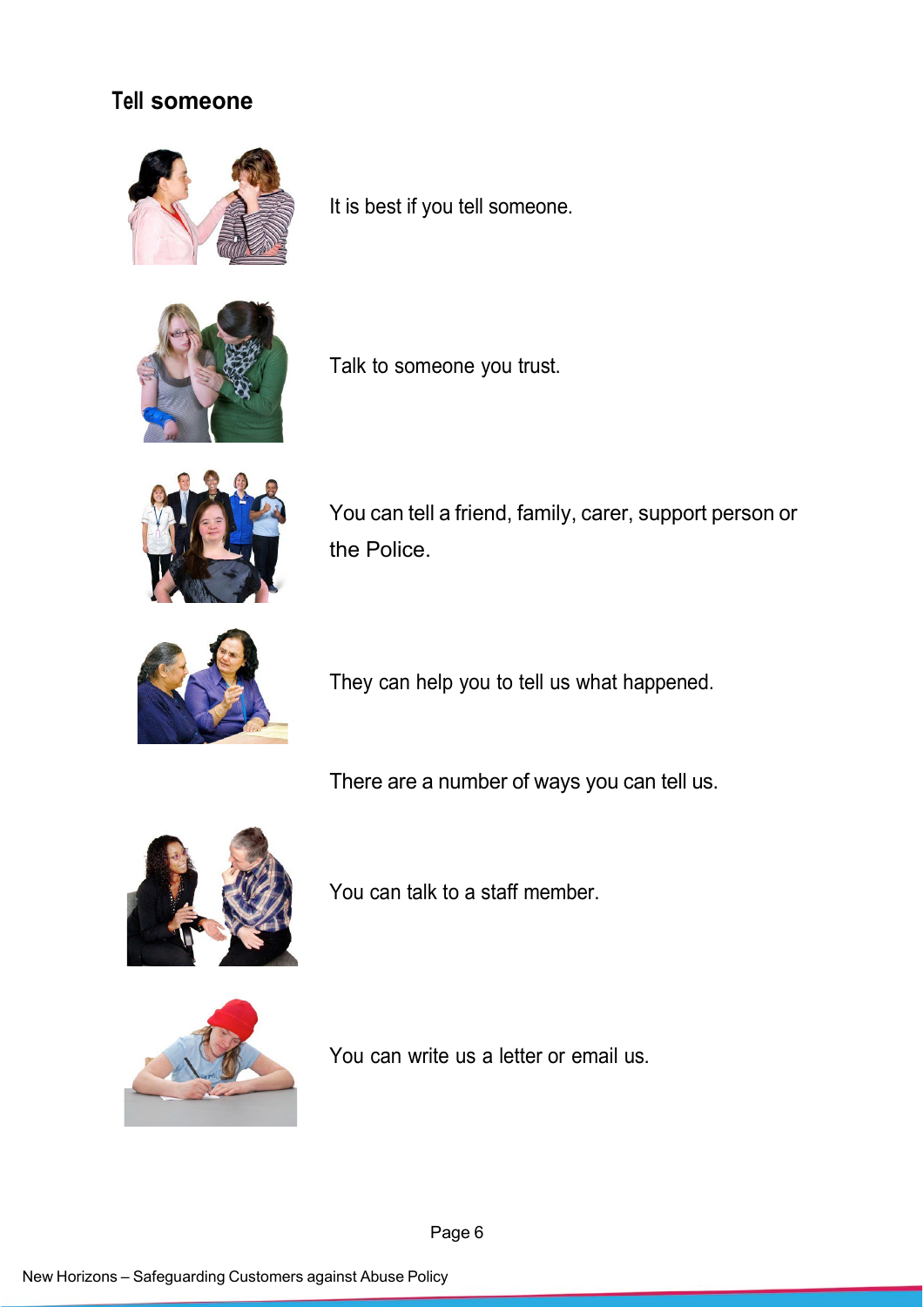## Tell someone

It is best if you tell someone.

Talk to someone you trust.

You can tell a friend, family, carer, support person or the Police.

They can help you to tell us what happened.

There are a number of ways you can tell us.

You can talk to a staff member.

You can write us a letter or email us.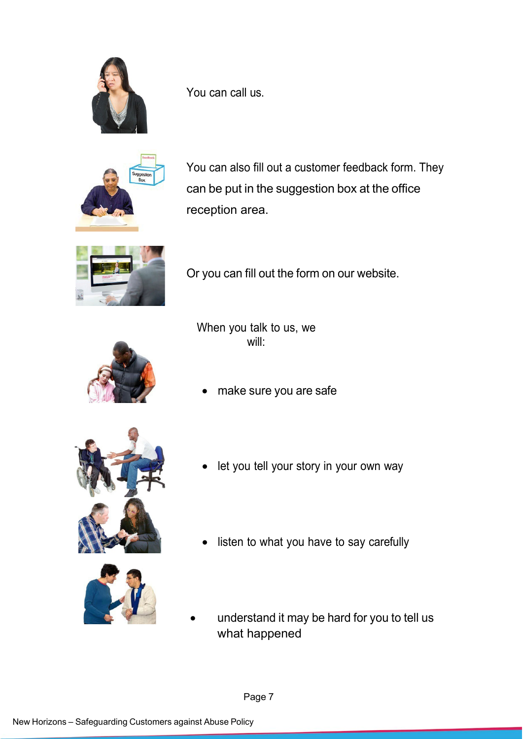You can call us.

You can also fill out a customer feedback form. They can be put in the suggestion box at the office reception area.

Or you can fill out the form on our website.

When you talk to us, we will:

- make sure you are safe
- let you tell your story in your own way
- listen to what you have to say carefully
- understand it may be hard for you to tell us what happened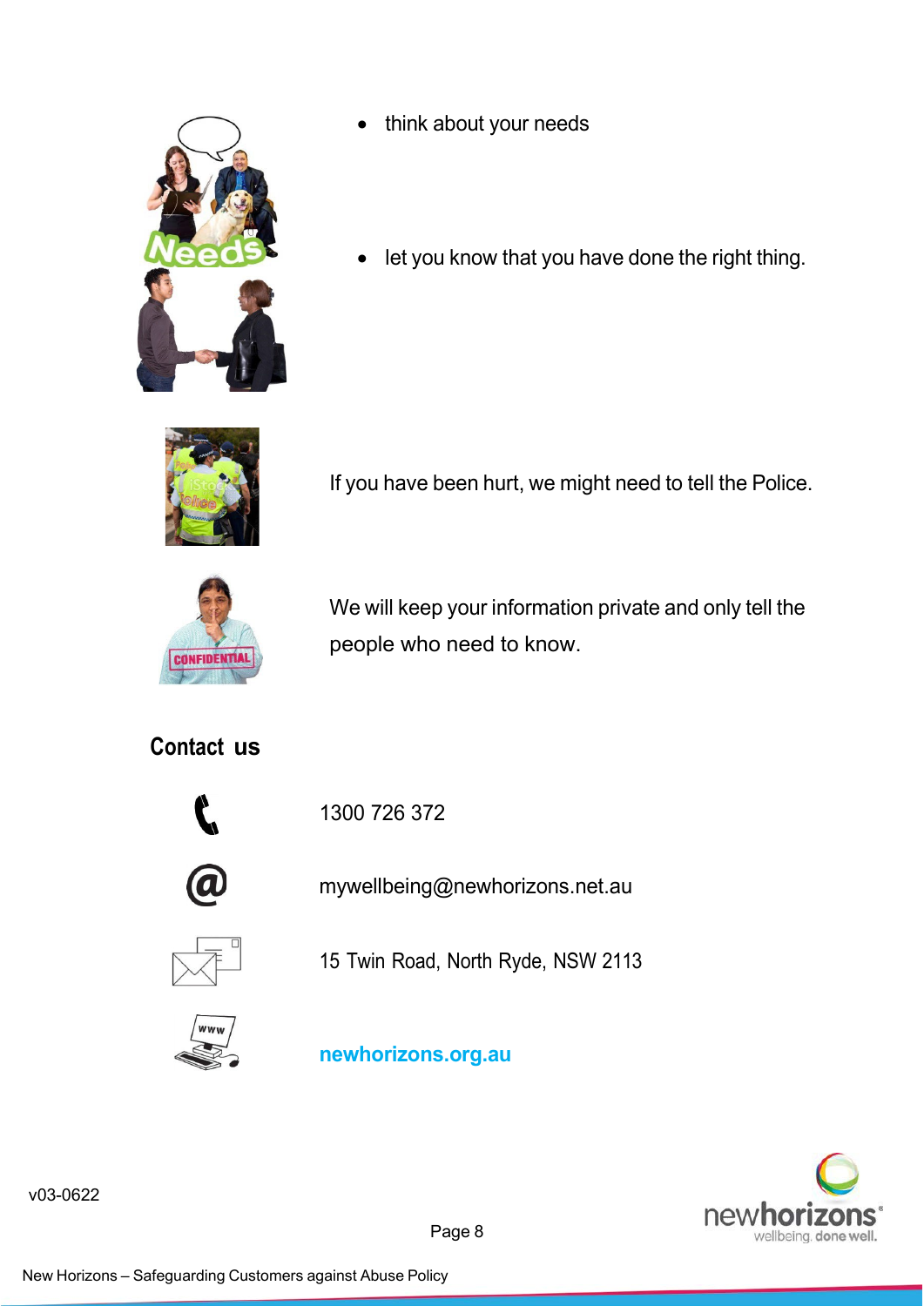- think about your needs
- let you know that you have done the right thing.

If you have been hurt, we might need to tell the Police.

We will keep your information private and only tell the people who need to know.

## Contact us

1300 726 372

mywellbeing@newhorizons.net.au

15 Twin Road, North Ryde, NSW 2113

**newhorizons.org.au**

v03-0622